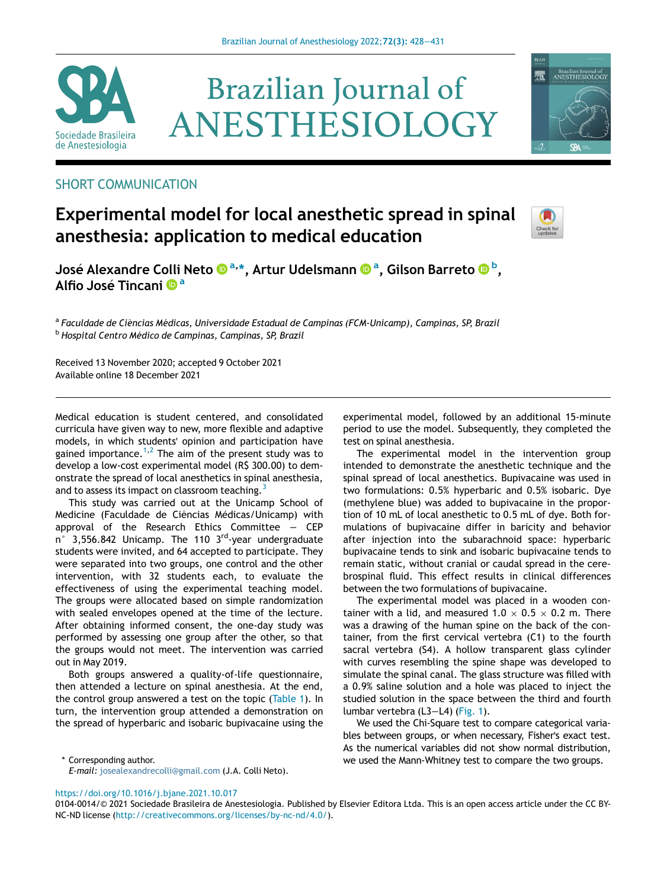SHORT COMMUNICATION

# Experimental model for local anesthetic spread in spinal anesthesia: application to medical education

**José Alexandre Colli Neto [a,*], Artur Udelsmann [a], Gilson Barreto [b], Alfio José Tincani [a]**

[a] *Faculdade de Ciências Médicas, Universidade Estadual de Campinas (FCM-Unicamp), Campinas, SP, Brazil*
[b] *Hospital Centro Médico de Campinas, Campinas, SP, Brazil*

Received 13 November 2020; accepted 9 October 2021
Available online 18 December 2021

Medical education is student centered, and consolidated curricula have given way to new, more flexible and adaptive models, in which students' opinion and participation have gained importance.[1,2] The aim of the present study was to develop a low-cost experimental model (R$ 300.00) to demonstrate the spread of local anesthetics in spinal anesthesia, and to assess its impact on classroom teaching.[3]

This study was carried out at the Unicamp School of Medicine (Faculdade de Ciências Médicas/Unicamp) with approval of the Research Ethics Committee — CEP n° 3,556.842 Unicamp. The 110 3rd-year undergraduate students were invited, and 64 accepted to participate. They were separated into two groups, one control and the other intervention, with 32 students each, to evaluate the effectiveness of using the experimental teaching model. The groups were allocated based on simple randomization with sealed envelopes opened at the time of the lecture. After obtaining informed consent, the one-day study was performed by assessing one group after the other, so that the groups would not meet. The intervention was carried out in May 2019.

Both groups answered a quality-of-life questionnaire, then attended a lecture on spinal anesthesia. At the end, the control group answered a test on the topic (Table 1). In turn, the intervention group attended a demonstration on the spread of hyperbaric and isobaric bupivacaine using the experimental model, followed by an additional 15-minute period to use the model. Subsequently, they completed the test on spinal anesthesia.

The experimental model in the intervention group intended to demonstrate the anesthetic technique and the spinal spread of local anesthetics. Bupivacaine was used in two formulations: 0.5% hyperbaric and 0.5% isobaric. Dye (methylene blue) was added to bupivacaine in the proportion of 10 mL of local anesthetic to 0.5 mL of dye. Both formulations of bupivacaine differ in baricity and behavior after injection into the subarachnoid space: hyperbaric bupivacaine tends to sink and isobaric bupivacaine tends to remain static, without cranial or caudal spread in the cerebrospinal fluid. This effect results in clinical differences between the two formulations of bupivacaine.

The experimental model was placed in a wooden container with a lid, and measured 1.0 × 0.5 × 0.2 m. There was a drawing of the human spine on the back of the container, from the first cervical vertebra (C1) to the fourth sacral vertebra (S4). A hollow transparent glass cylinder with curves resembling the spine shape was developed to simulate the spinal canal. The glass structure was filled with a 0.9% saline solution and a hole was placed to inject the studied solution in the space between the third and fourth lumbar vertebra (L3—L4) (Fig. 1).

We used the Chi-Square test to compare categorical variables between groups, or when necessary, Fisher's exact test. As the numerical variables did not show normal distribution, we used the Mann-Whitney test to compare the two groups.

\* Corresponding author.
*E-mail:* josealexandrecolli@gmail.com (J.A. Colli Neto).

https://doi.org/10.1016/j.bjane.2021.10.017
0104-0014/© 2021 Sociedade Brasileira de Anestesiologia. Published by Elsevier Editora Ltda. This is an open access article under the CC BY-NC-ND license (http://creativecommons.org/licenses/by-nc-nd/4.0/).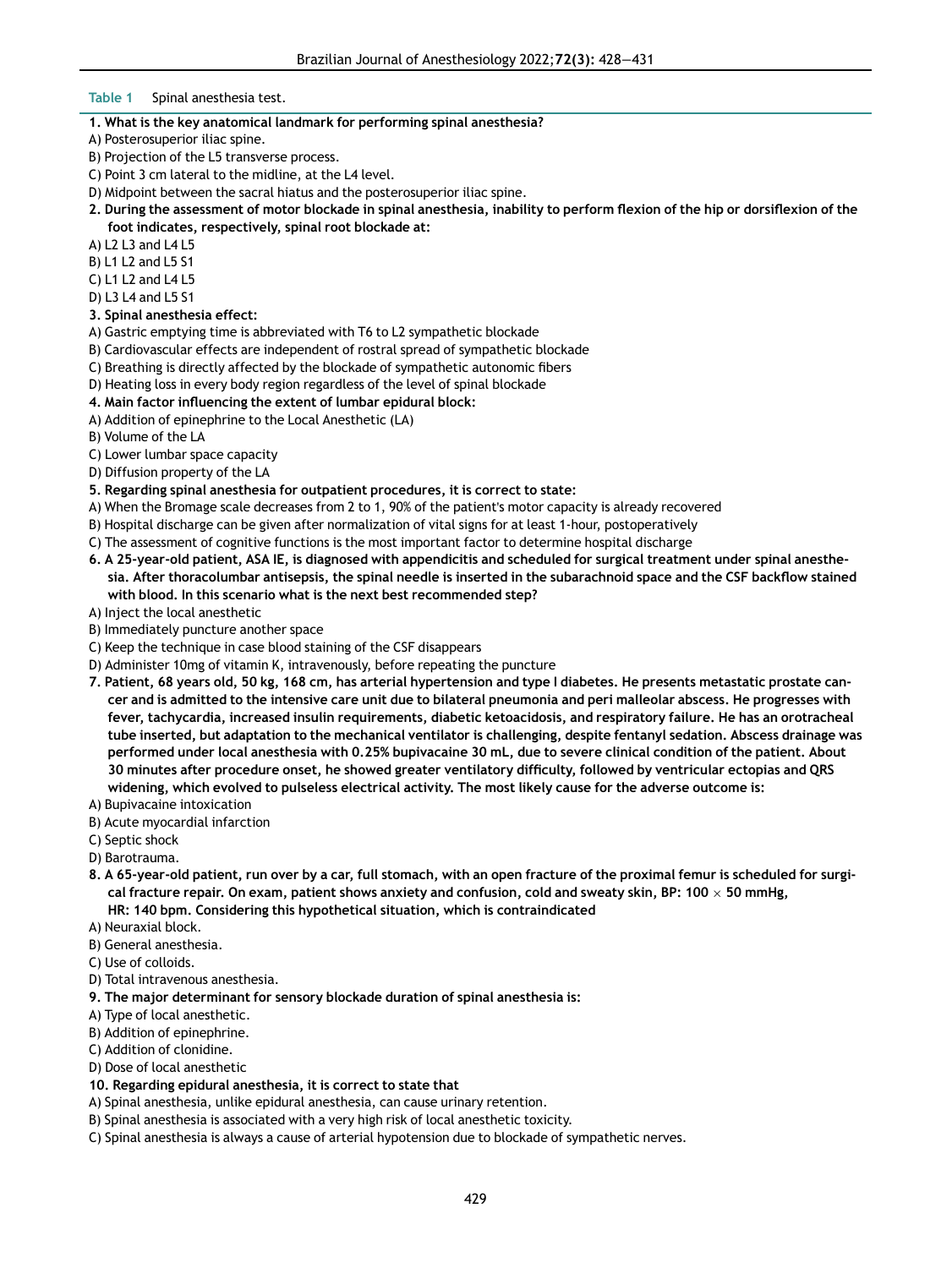**Table 1** Spinal anesthesia test.

**1. What is the key anatomical landmark for performing spinal anesthesia?**

A) Posterosuperior iliac spine.
B) Projection of the L5 transverse process.
C) Point 3 cm lateral to the midline, at the L4 level.
D) Midpoint between the sacral hiatus and the posterosuperior iliac spine.

**2. During the assessment of motor blockade in spinal anesthesia, inability to perform flexion of the hip or dorsiflexion of the foot indicates, respectively, spinal root blockade at:**

A) L2 L3 and L4 L5
B) L1 L2 and L5 S1
C) L1 L2 and L4 L5
D) L3 L4 and L5 S1

**3. Spinal anesthesia effect:**

A) Gastric emptying time is abbreviated with T6 to L2 sympathetic blockade
B) Cardiovascular effects are independent of rostral spread of sympathetic blockade
C) Breathing is directly affected by the blockade of sympathetic autonomic fibers
D) Heating loss in every body region regardless of the level of spinal blockade

**4. Main factor influencing the extent of lumbar epidural block:**

A) Addition of epinephrine to the Local Anesthetic (LA)
B) Volume of the LA
C) Lower lumbar space capacity
D) Diffusion property of the LA

**5. Regarding spinal anesthesia for outpatient procedures, it is correct to state:**

A) When the Bromage scale decreases from 2 to 1, 90% of the patient's motor capacity is already recovered
B) Hospital discharge can be given after normalization of vital signs for at least 1-hour, postoperatively
C) The assessment of cognitive functions is the most important factor to determine hospital discharge

**6. A 25-year-old patient, ASA IE, is diagnosed with appendicitis and scheduled for surgical treatment under spinal anesthesia. After thoracolumbar antisepsis, the spinal needle is inserted in the subarachnoid space and the CSF backflow stained with blood. In this scenario what is the next best recommended step?**

A) Inject the local anesthetic
B) Immediately puncture another space
C) Keep the technique in case blood staining of the CSF disappears
D) Administer 10mg of vitamin K, intravenously, before repeating the puncture

**7. Patient, 68 years old, 50 kg, 168 cm, has arterial hypertension and type I diabetes. He presents metastatic prostate cancer and is admitted to the intensive care unit due to bilateral pneumonia and peri malleolar abscess. He progresses with fever, tachycardia, increased insulin requirements, diabetic ketoacidosis, and respiratory failure. He has an orotracheal tube inserted, but adaptation to the mechanical ventilator is challenging, despite fentanyl sedation. Abscess drainage was performed under local anesthesia with 0.25% bupivacaine 30 mL, due to severe clinical condition of the patient. About 30 minutes after procedure onset, he showed greater ventilatory difficulty, followed by ventricular ectopias and QRS widening, which evolved to pulseless electrical activity. The most likely cause for the adverse outcome is:**

A) Bupivacaine intoxication
B) Acute myocardial infarction
C) Septic shock
D) Barotrauma.

**8. A 65-year-old patient, run over by a car, full stomach, with an open fracture of the proximal femur is scheduled for surgical fracture repair. On exam, patient shows anxiety and confusion, cold and sweaty skin, BP: 100 × 50 mmHg, HR: 140 bpm. Considering this hypothetical situation, which is contraindicated**

A) Neuraxial block.
B) General anesthesia.
C) Use of colloids.
D) Total intravenous anesthesia.

**9. The major determinant for sensory blockade duration of spinal anesthesia is:**

A) Type of local anesthetic.
B) Addition of epinephrine.
C) Addition of clonidine.
D) Dose of local anesthetic

**10. Regarding epidural anesthesia, it is correct to state that**

A) Spinal anesthesia, unlike epidural anesthesia, can cause urinary retention.
B) Spinal anesthesia is associated with a very high risk of local anesthetic toxicity.
C) Spinal anesthesia is always a cause of arterial hypotension due to blockade of sympathetic nerves.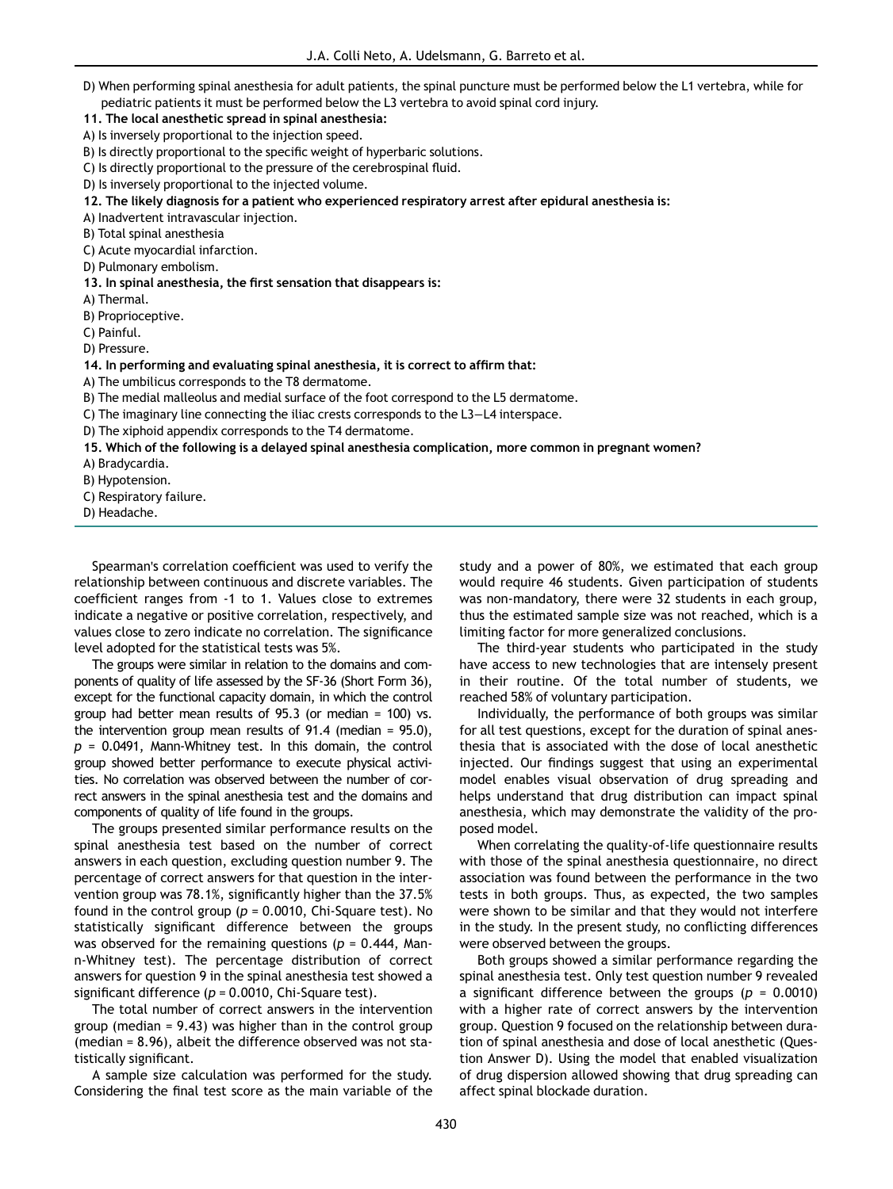D) When performing spinal anesthesia for adult patients, the spinal puncture must be performed below the L1 vertebra, while for pediatric patients it must be performed below the L3 vertebra to avoid spinal cord injury.

**11. The local anesthetic spread in spinal anesthesia:**

A) Is inversely proportional to the injection speed.
B) Is directly proportional to the specific weight of hyperbaric solutions.
C) Is directly proportional to the pressure of the cerebrospinal fluid.
D) Is inversely proportional to the injected volume.

**12. The likely diagnosis for a patient who experienced respiratory arrest after epidural anesthesia is:**

A) Inadvertent intravascular injection.
B) Total spinal anesthesia
C) Acute myocardial infarction.
D) Pulmonary embolism.

**13. In spinal anesthesia, the first sensation that disappears is:**

A) Thermal.
B) Proprioceptive.
C) Painful.
D) Pressure.

**14. In performing and evaluating spinal anesthesia, it is correct to affirm that:**

A) The umbilicus corresponds to the T8 dermatome.
B) The medial malleolus and medial surface of the foot correspond to the L5 dermatome.
C) The imaginary line connecting the iliac crests corresponds to the L3—L4 interspace.
D) The xiphoid appendix corresponds to the T4 dermatome.

**15. Which of the following is a delayed spinal anesthesia complication, more common in pregnant women?**

A) Bradycardia.
B) Hypotension.
C) Respiratory failure.
D) Headache.

Spearman's correlation coefficient was used to verify the relationship between continuous and discrete variables. The coefficient ranges from -1 to 1. Values close to extremes indicate a negative or positive correlation, respectively, and values close to zero indicate no correlation. The significance level adopted for the statistical tests was 5%.

The groups were similar in relation to the domains and components of quality of life assessed by the SF-36 (Short Form 36), except for the functional capacity domain, in which the control group had better mean results of 95.3 (or median = 100) vs. the intervention group mean results of 91.4 (median = 95.0), $p = 0.0491$, Mann-Whitney test. In this domain, the control group showed better performance to execute physical activities. No correlation was observed between the number of correct answers in the spinal anesthesia test and the domains and components of quality of life found in the groups.

The groups presented similar performance results on the spinal anesthesia test based on the number of correct answers in each question, excluding question number 9. The percentage of correct answers for that question in the intervention group was 78.1%, significantly higher than the 37.5% found in the control group ($p = 0.0010$, Chi-Square test). No statistically significant difference between the groups was observed for the remaining questions ($p = 0.444$, Mann-Whitney test). The percentage distribution of correct answers for question 9 in the spinal anesthesia test showed a significant difference ($p = 0.0010$, Chi-Square test).

The total number of correct answers in the intervention group (median = 9.43) was higher than in the control group (median = 8.96), albeit the difference observed was not statistically significant.

A sample size calculation was performed for the study. Considering the final test score as the main variable of the study and a power of 80%, we estimated that each group would require 46 students. Given participation of students was non-mandatory, there were 32 students in each group, thus the estimated sample size was not reached, which is a limiting factor for more generalized conclusions.

The third-year students who participated in the study have access to new technologies that are intensely present in their routine. Of the total number of students, we reached 58% of voluntary participation.

Individually, the performance of both groups was similar for all test questions, except for the duration of spinal anesthesia that is associated with the dose of local anesthetic injected. Our findings suggest that using an experimental model enables visual observation of drug spreading and helps understand that drug distribution can impact spinal anesthesia, which may demonstrate the validity of the proposed model.

When correlating the quality-of-life questionnaire results with those of the spinal anesthesia questionnaire, no direct association was found between the performance in the two tests in both groups. Thus, as expected, the two samples were shown to be similar and that they would not interfere in the study. In the present study, no conflicting differences were observed between the groups.

Both groups showed a similar performance regarding the spinal anesthesia test. Only test question number 9 revealed a significant difference between the groups ($p = 0.0010$) with a higher rate of correct answers by the intervention group. Question 9 focused on the relationship between duration of spinal anesthesia and dose of local anesthetic (Question Answer D). Using the model that enabled visualization of drug dispersion allowed showing that drug spreading can affect spinal blockade duration.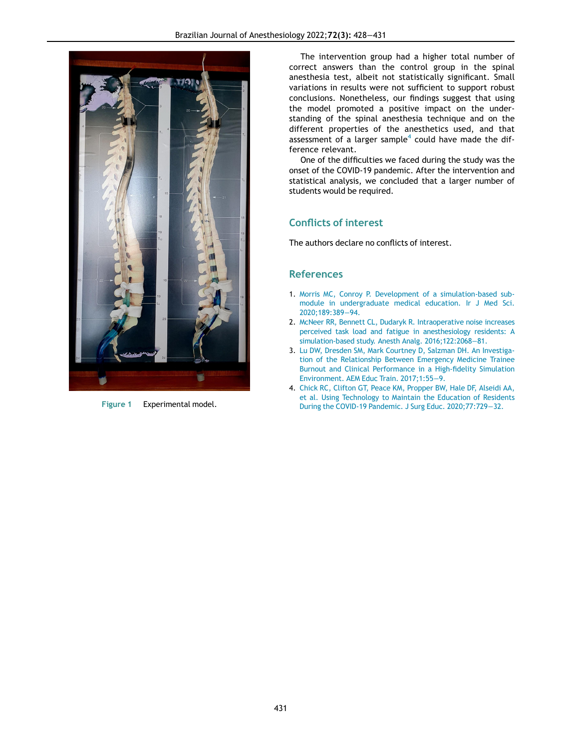The intervention group had a higher total number of correct answers than the control group in the spinal anesthesia test, albeit not statistically significant. Small variations in results were not sufficient to support robust conclusions. Nonetheless, our findings suggest that using the model promoted a positive impact on the understanding of the spinal anesthesia technique and on the different properties of the anesthetics used, and that assessment of a larger sample[4] could have made the difference relevant.

One of the difficulties we faced during the study was the onset of the COVID-19 pandemic. After the intervention and statistical analysis, we concluded that a larger number of students would be required.

Figure 1 Experimental model.

## Conflicts of interest

The authors declare no conflicts of interest.

## References

1. Morris MC, Conroy P. Development of a simulation-based sub-module in undergraduate medical education. Ir J Med Sci. 2020;189:389–94.
2. McNeer RR, Bennett CL, Dudaryk R. Intraoperative noise increases perceived task load and fatigue in anesthesiology residents: A simulation-based study. Anesth Analg. 2016;122:2068–81.
3. Lu DW, Dresden SM, Mark Courtney D, Salzman DH. An Investigation of the Relationship Between Emergency Medicine Trainee Burnout and Clinical Performance in a High-fidelity Simulation Environment. AEM Educ Train. 2017;1:55–9.
4. Chick RC, Clifton GT, Peace KM, Propper BW, Hale DF, Alseidi AA, et al. Using Technology to Maintain the Education of Residents During the COVID-19 Pandemic. J Surg Educ. 2020;77:729–32.